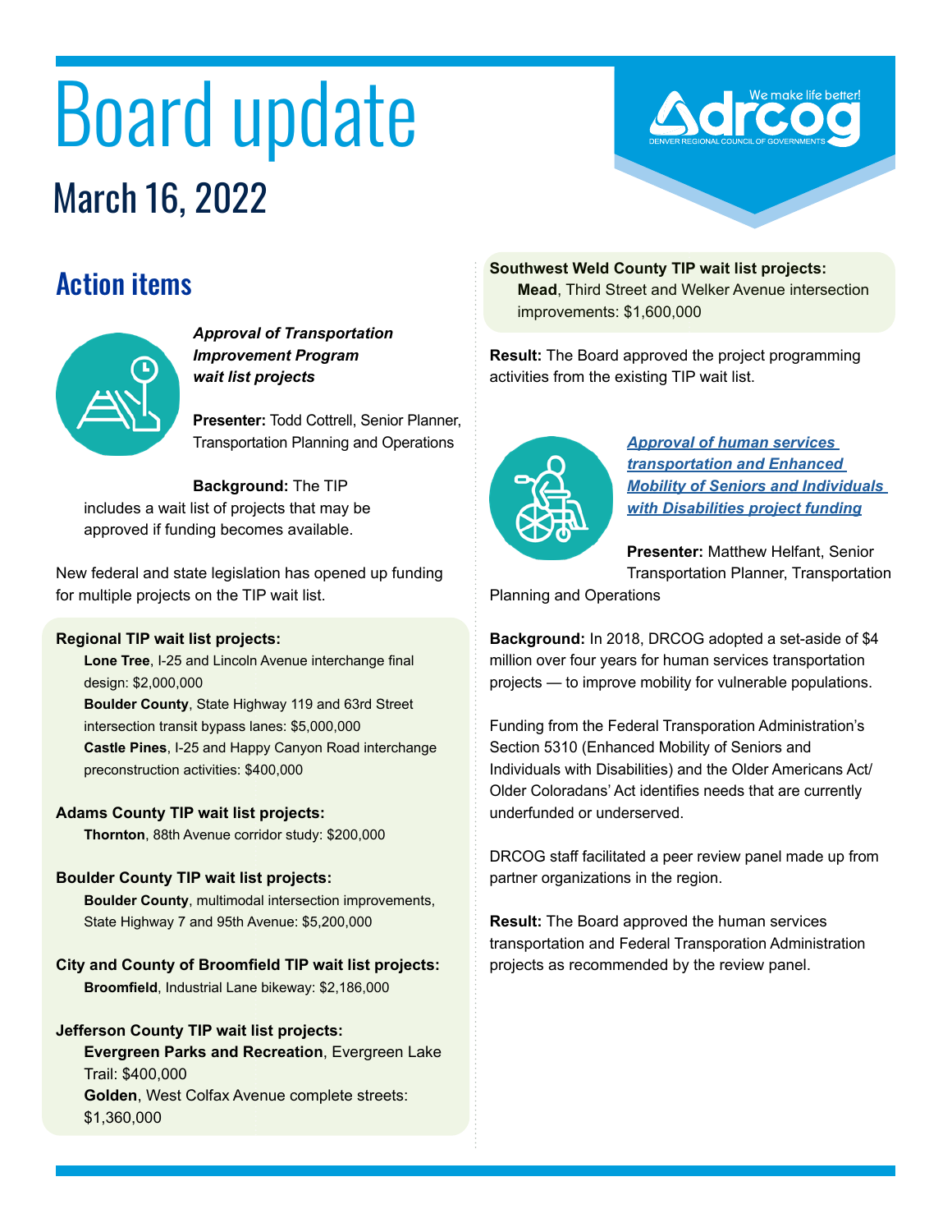# Board update

## March 16, 2022

## Action items

***Approval of Transportation Improvement Program wait list projects***

**Presenter:** Todd Cottrell, Senior Planner, Transportation Planning and Operations

**Background:** The TIP includes a wait list of projects that may be approved if funding becomes available.

New federal and state legislation has opened up funding for multiple projects on the TIP wait list.

**Regional TIP wait list projects:**

- **Lone Tree**, I-25 and Lincoln Avenue interchange final design: $2,000,000
- **Boulder County**, State Highway 119 and 63rd Street intersection transit bypass lanes: $5,000,000
- **Castle Pines**, I-25 and Happy Canyon Road interchange preconstruction activities: $400,000

**Adams County TIP wait list projects:**

- **Thornton**, 88th Avenue corridor study: $200,000

**Boulder County TIP wait list projects:**

- **Boulder County**, multimodal intersection improvements, State Highway 7 and 95th Avenue: $5,200,000

**City and County of Broomfield TIP wait list projects:**

- **Broomfield**, Industrial Lane bikeway: $2,186,000

**Jefferson County TIP wait list projects:**

- **Evergreen Parks and Recreation**, Evergreen Lake Trail: $400,000
- **Golden**, West Colfax Avenue complete streets: $1,360,000

**Southwest Weld County TIP wait list projects:**

- **Mead**, Third Street and Welker Avenue intersection improvements: $1,600,000

**Result:** The Board approved the project programming activities from the existing TIP wait list.

***Approval of human services transportation and Enhanced Mobility of Seniors and Individuals with Disabilities project funding***

**Presenter:** Matthew Helfant, Senior Transportation Planner, Transportation Planning and Operations

**Background:** In 2018, DRCOG adopted a set-aside of $4 million over four years for human services transportation projects — to improve mobility for vulnerable populations.

Funding from the Federal Transporation Administration's Section 5310 (Enhanced Mobility of Seniors and Individuals with Disabilities) and the Older Americans Act/ Older Coloradans' Act identifies needs that are currently underfunded or underserved.

DRCOG staff facilitated a peer review panel made up from partner organizations in the region.

**Result:** The Board approved the human services transportation and Federal Transporation Administration projects as recommended by the review panel.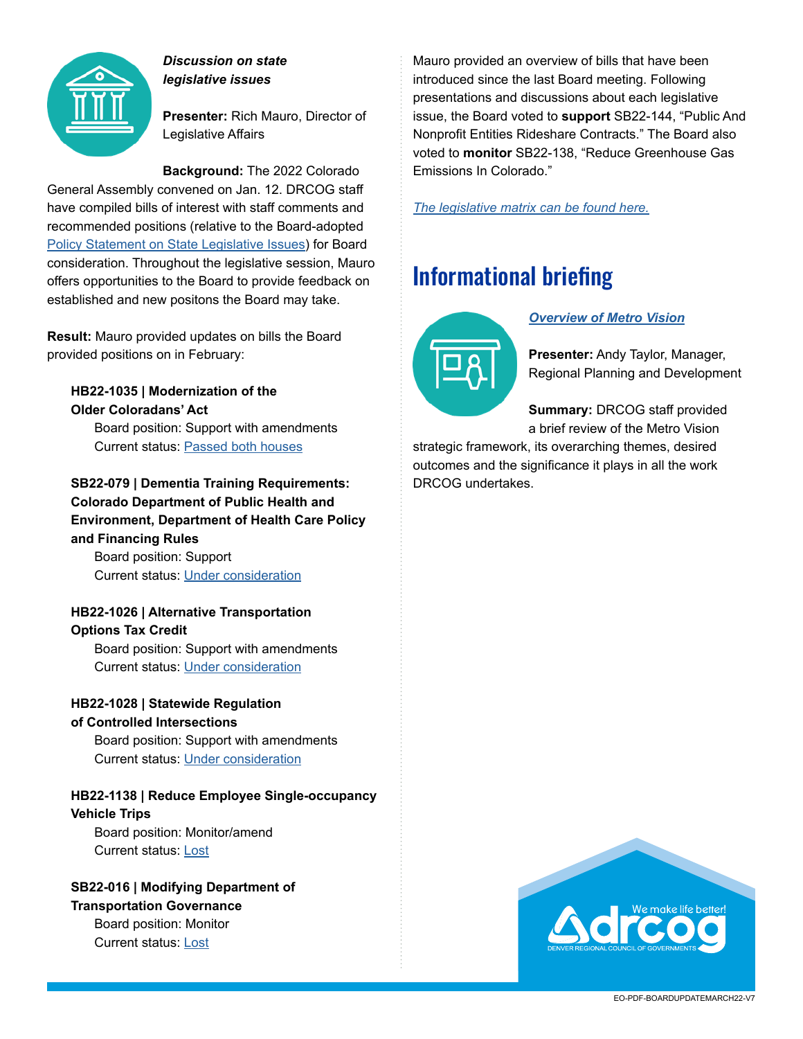***Discussion on state legislative issues***

**Presenter:** Rich Mauro, Director of Legislative Affairs

**Background:** The 2022 Colorado General Assembly convened on Jan. 12. DRCOG staff have compiled bills of interest with staff comments and recommended positions (relative to the Board-adopted Policy Statement on State Legislative Issues) for Board consideration. Throughout the legislative session, Mauro offers opportunities to the Board to provide feedback on established and new positons the Board may take.

**Result:** Mauro provided updates on bills the Board provided positions on in February:

**HB22-1035 | Modernization of the Older Coloradans' Act**
Board position: Support with amendments
Current status: Passed both houses

**SB22-079 | Dementia Training Requirements: Colorado Department of Public Health and Environment, Department of Health Care Policy and Financing Rules**
Board position: Support
Current status: Under consideration

**HB22-1026 | Alternative Transportation Options Tax Credit**
Board position: Support with amendments
Current status: Under consideration

**HB22-1028 | Statewide Regulation of Controlled Intersections**
Board position: Support with amendments
Current status: Under consideration

**HB22-1138 | Reduce Employee Single-occupancy Vehicle Trips**
Board position: Monitor/amend
Current status: Lost

**SB22-016 | Modifying Department of Transportation Governance**
Board position: Monitor
Current status: Lost

Mauro provided an overview of bills that have been introduced since the last Board meeting. Following presentations and discussions about each legislative issue, the Board voted to **support** SB22-144, "Public And Nonprofit Entities Rideshare Contracts." The Board also voted to **monitor** SB22-138, "Reduce Greenhouse Gas Emissions In Colorado."

*The legislative matrix can be found here.*

## Informational briefing

***Overview of Metro Vision***

**Presenter:** Andy Taylor, Manager, Regional Planning and Development

**Summary:** DRCOG staff provided a brief review of the Metro Vision strategic framework, its overarching themes, desired outcomes and the significance it plays in all the work DRCOG undertakes.

We make life better!
drcog
DENVER REGIONAL COUNCIL OF GOVERNMENTS

EO-PDF-BOARDUPDATEMARCH22-V7